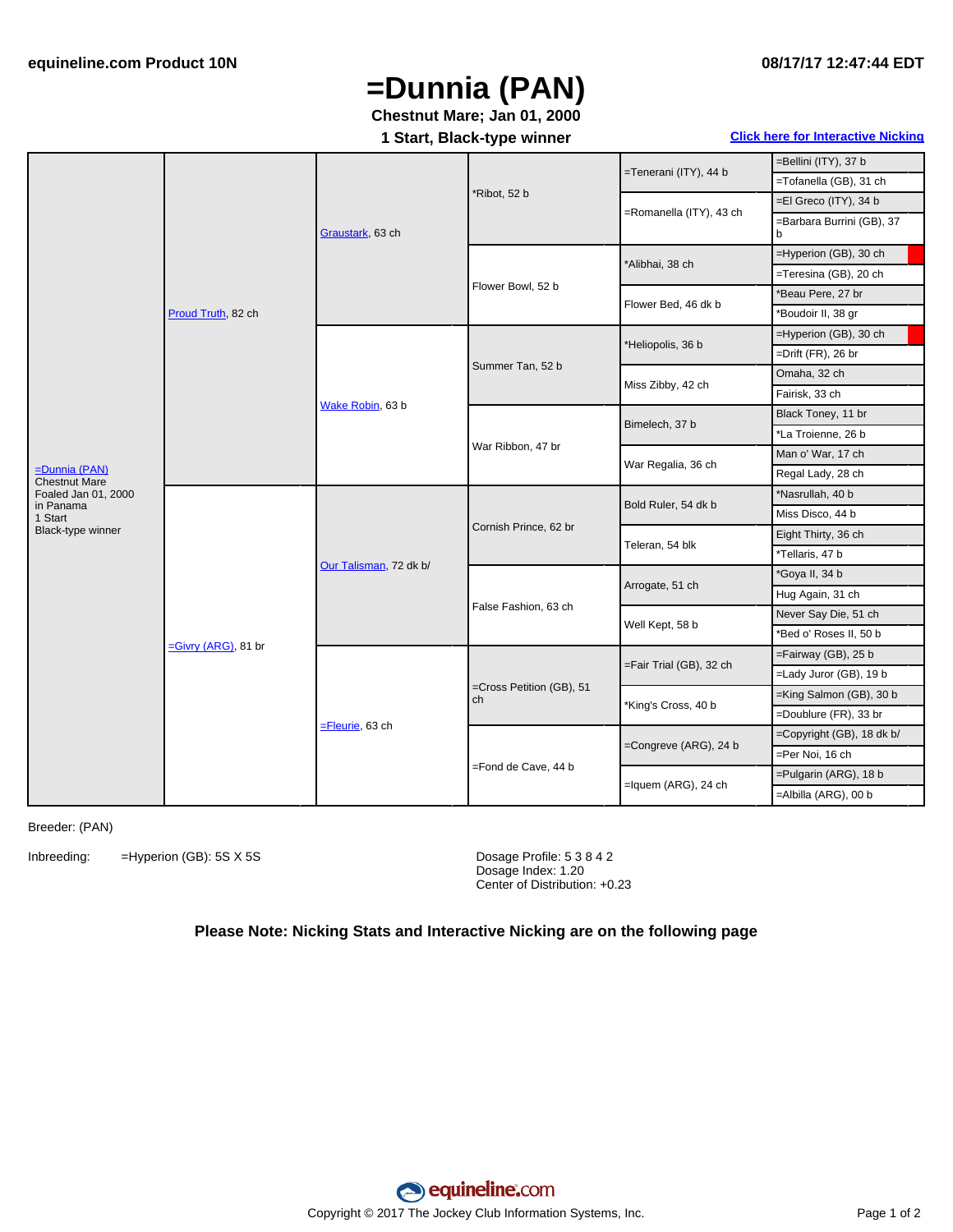# =Dunnia (PAN)

**Chestnut Mare; Jan 01, 2000**

**1 Start, Black-type winner**

[Click here for Interactive Nicking](#)

| Horse | Sire / Dam | Grandparents | Great-grandparents | 4th generation | 5th generation |
|---|---|---|---|---|---|
| =Dunnia (PAN) Chestnut Mare Foaled Jan 01, 2000 in Panama 1 Start Black-type winner | Proud Truth, 82 ch | Graustark, 63 ch | *Ribot, 52 b | =Tenerani (ITY), 44 b | =Bellini (ITY), 37 b |
| | | | | | =Tofanella (GB), 31 ch |
| | | | | =Romanella (ITY), 43 ch | =El Greco (ITY), 34 b |
| | | | | | =Barbara Burrini (GB), 37 b |
| | | | Flower Bowl, 52 b | *Alibhai, 38 ch | =Hyperion (GB), 30 ch |
| | | | | | =Teresina (GB), 20 ch |
| | | | | Flower Bed, 46 dk b | *Beau Pere, 27 br |
| | | | | | *Boudoir II, 38 gr |
| | | Wake Robin, 63 b | Summer Tan, 52 b | *Heliopolis, 36 b | =Hyperion (GB), 30 ch |
| | | | | | =Drift (FR), 26 br |
| | | | | Miss Zibby, 42 ch | Omaha, 32 ch |
| | | | | | Fairisk, 33 ch |
| | | | War Ribbon, 47 br | Bimelech, 37 b | Black Toney, 11 br |
| | | | | | *La Troienne, 26 b |
| | | | | War Regalia, 36 ch | Man o' War, 17 ch |
| | | | | | Regal Lady, 28 ch |
| | =Givry (ARG), 81 br | Our Talisman, 72 dk b/ | Cornish Prince, 62 br | Bold Ruler, 54 dk b | *Nasrullah, 40 b |
| | | | | | Miss Disco, 44 b |
| | | | | Teleran, 54 blk | Eight Thirty, 36 ch |
| | | | | | *Tellaris, 47 b |
| | | | False Fashion, 63 ch | Arrogate, 51 ch | *Goya II, 34 b |
| | | | | | Hug Again, 31 ch |
| | | | | Well Kept, 58 b | Never Say Die, 51 ch |
| | | | | | *Bed o' Roses II, 50 b |
| | | =Fleurie, 63 ch | =Cross Petition (GB), 51 ch | =Fair Trial (GB), 32 ch | =Fairway (GB), 25 b |
| | | | | | =Lady Juror (GB), 19 b |
| | | | | *King's Cross, 40 b | =King Salmon (GB), 30 b |
| | | | | | =Doublure (FR), 33 br |
| | | | =Fond de Cave, 44 b | =Congreve (ARG), 24 b | =Copyright (GB), 18 dk b/ |
| | | | | | =Per Noi, 16 ch |
| | | | | =Iquem (ARG), 24 ch | =Pulgarin (ARG), 18 b |
| | | | | | =Albilla (ARG), 00 b |

Breeder: (PAN)

Inbreeding: =Hyperion (GB): 5S X 5S

Dosage Profile: 5 3 8 4 2
Dosage Index: 1.20
Center of Distribution: +0.23

**Please Note: Nicking Stats and Interactive Nicking are on the following page**

Copyright © 2017 The Jockey Club Information Systems, Inc.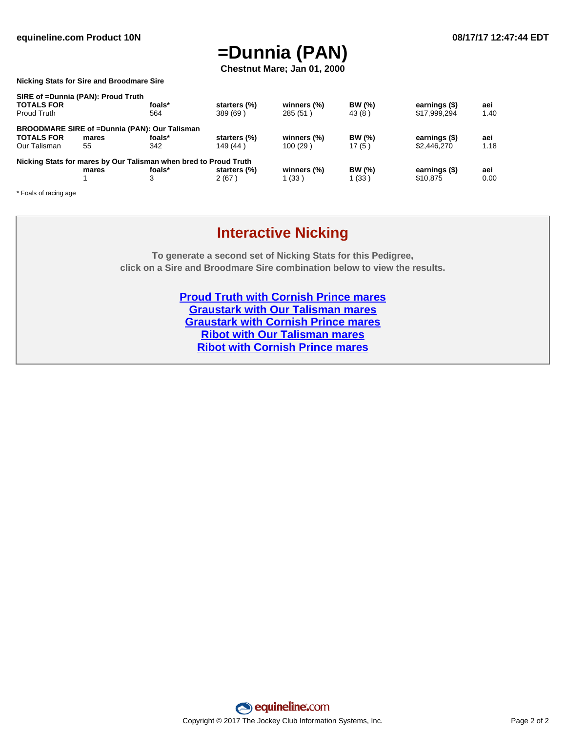# =Dunnia (PAN)

**Chestnut Mare; Jan 01, 2000**

**Nicking Stats for Sire and Broodmare Sire**

**SIRE of =Dunnia (PAN): Proud Truth**

| TOTALS FOR | | foals* | starters (%) | winners (%) | BW (%) | earnings ($) | aei |
|---|---|---|---|---|---|---|---|
| Proud Truth | | 564 | 389 (69 ) | 285 (51 ) | 43 (8 ) | $17,999,294 | 1.40 |

**BROODMARE SIRE of =Dunnia (PAN): Our Talisman**

| TOTALS FOR | mares | foals* | starters (%) | winners (%) | BW (%) | earnings ($) | aei |
|---|---|---|---|---|---|---|---|
| Our Talisman | 55 | 342 | 149 (44 ) | 100 (29 ) | 17 (5 ) | $2,446,270 | 1.18 |

**Nicking Stats for mares by Our Talisman when bred to Proud Truth**

| | mares | foals* | starters (%) | winners (%) | BW (%) | earnings ($) | aei |
|---|---|---|---|---|---|---|---|
| | 1 | 3 | 2 (67 ) | 1 (33 ) | 1 (33 ) | $10,875 | 0.00 |

* Foals of racing age

## Interactive Nicking

**To generate a second set of Nicking Stats for this Pedigree, click on a Sire and Broodmare Sire combination below to view the results.**

**Proud Truth with Cornish Prince mares**
**Graustark with Our Talisman mares**
**Graustark with Cornish Prince mares**
**Ribot with Our Talisman mares**
**Ribot with Cornish Prince mares**

Copyright © 2017 The Jockey Club Information Systems, Inc.